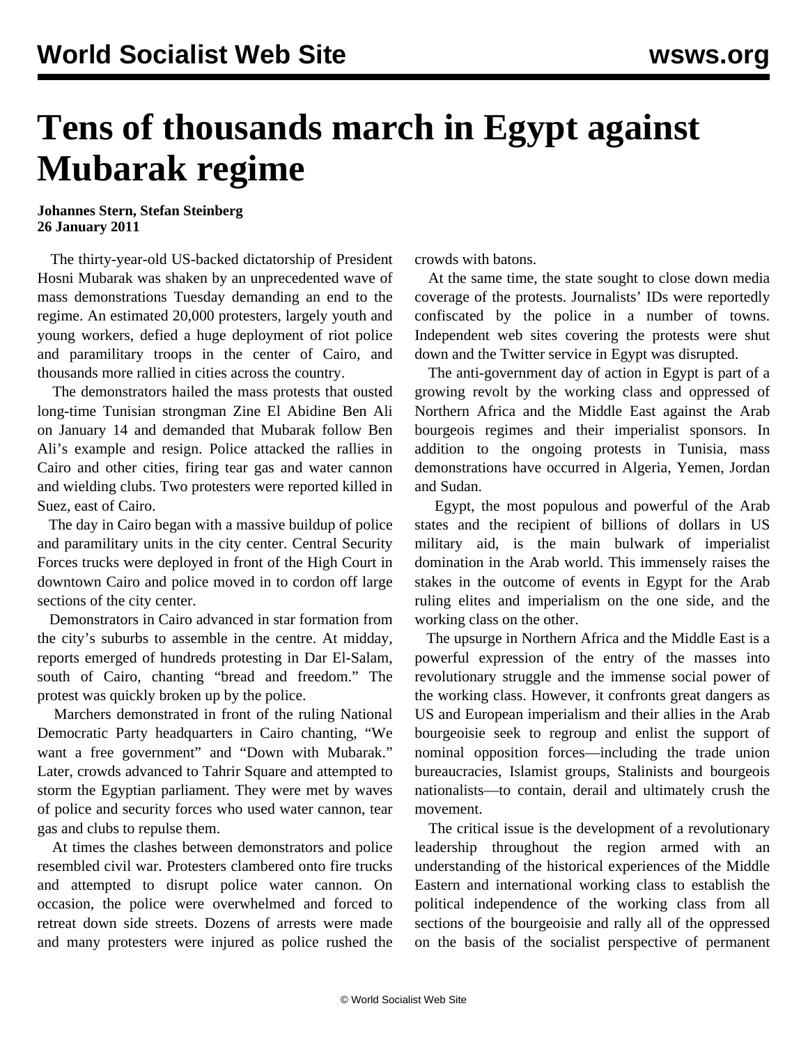# Tens of thousands march in Egypt against Mubarak regime

**Johannes Stern, Stefan Steinberg**
**26 January 2011**

The thirty-year-old US-backed dictatorship of President Hosni Mubarak was shaken by an unprecedented wave of mass demonstrations Tuesday demanding an end to the regime. An estimated 20,000 protesters, largely youth and young workers, defied a huge deployment of riot police and paramilitary troops in the center of Cairo, and thousands more rallied in cities across the country.

The demonstrators hailed the mass protests that ousted long-time Tunisian strongman Zine El Abidine Ben Ali on January 14 and demanded that Mubarak follow Ben Ali's example and resign. Police attacked the rallies in Cairo and other cities, firing tear gas and water cannon and wielding clubs. Two protesters were reported killed in Suez, east of Cairo.

The day in Cairo began with a massive buildup of police and paramilitary units in the city center. Central Security Forces trucks were deployed in front of the High Court in downtown Cairo and police moved in to cordon off large sections of the city center.

Demonstrators in Cairo advanced in star formation from the city's suburbs to assemble in the centre. At midday, reports emerged of hundreds protesting in Dar El-Salam, south of Cairo, chanting "bread and freedom." The protest was quickly broken up by the police.

Marchers demonstrated in front of the ruling National Democratic Party headquarters in Cairo chanting, "We want a free government" and "Down with Mubarak." Later, crowds advanced to Tahrir Square and attempted to storm the Egyptian parliament. They were met by waves of police and security forces who used water cannon, tear gas and clubs to repulse them.

At times the clashes between demonstrators and police resembled civil war. Protesters clambered onto fire trucks and attempted to disrupt police water cannon. On occasion, the police were overwhelmed and forced to retreat down side streets. Dozens of arrests were made and many protesters were injured as police rushed the crowds with batons.

At the same time, the state sought to close down media coverage of the protests. Journalists' IDs were reportedly confiscated by the police in a number of towns. Independent web sites covering the protests were shut down and the Twitter service in Egypt was disrupted.

The anti-government day of action in Egypt is part of a growing revolt by the working class and oppressed of Northern Africa and the Middle East against the Arab bourgeois regimes and their imperialist sponsors. In addition to the ongoing protests in Tunisia, mass demonstrations have occurred in Algeria, Yemen, Jordan and Sudan.

Egypt, the most populous and powerful of the Arab states and the recipient of billions of dollars in US military aid, is the main bulwark of imperialist domination in the Arab world. This immensely raises the stakes in the outcome of events in Egypt for the Arab ruling elites and imperialism on the one side, and the working class on the other.

The upsurge in Northern Africa and the Middle East is a powerful expression of the entry of the masses into revolutionary struggle and the immense social power of the working class. However, it confronts great dangers as US and European imperialism and their allies in the Arab bourgeoisie seek to regroup and enlist the support of nominal opposition forces—including the trade union bureaucracies, Islamist groups, Stalinists and bourgeois nationalists—to contain, derail and ultimately crush the movement.

The critical issue is the development of a revolutionary leadership throughout the region armed with an understanding of the historical experiences of the Middle Eastern and international working class to establish the political independence of the working class from all sections of the bourgeoisie and rally all of the oppressed on the basis of the socialist perspective of permanent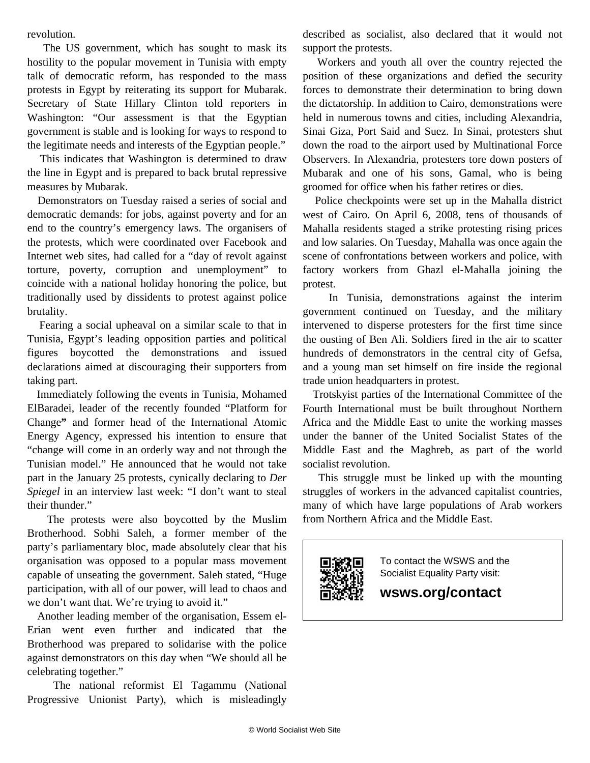revolution.

The US government, which has sought to mask its hostility to the popular movement in Tunisia with empty talk of democratic reform, has responded to the mass protests in Egypt by reiterating its support for Mubarak. Secretary of State Hillary Clinton told reporters in Washington: "Our assessment is that the Egyptian government is stable and is looking for ways to respond to the legitimate needs and interests of the Egyptian people."

This indicates that Washington is determined to draw the line in Egypt and is prepared to back brutal repressive measures by Mubarak.

Demonstrators on Tuesday raised a series of social and democratic demands: for jobs, against poverty and for an end to the country's emergency laws. The organisers of the protests, which were coordinated over Facebook and Internet web sites, had called for a "day of revolt against torture, poverty, corruption and unemployment" to coincide with a national holiday honoring the police, but traditionally used by dissidents to protest against police brutality.

Fearing a social upheaval on a similar scale to that in Tunisia, Egypt's leading opposition parties and political figures boycotted the demonstrations and issued declarations aimed at discouraging their supporters from taking part.

Immediately following the events in Tunisia, Mohamed ElBaradei, leader of the recently founded "Platform for Change**"** and former head of the International Atomic Energy Agency, expressed his intention to ensure that "change will come in an orderly way and not through the Tunisian model." He announced that he would not take part in the January 25 protests, cynically declaring to *Der Spiegel* in an interview last week: "I don't want to steal their thunder."

The protests were also boycotted by the Muslim Brotherhood. Sobhi Saleh, a former member of the party's parliamentary bloc, made absolutely clear that his organisation was opposed to a popular mass movement capable of unseating the government. Saleh stated, "Huge participation, with all of our power, will lead to chaos and we don't want that. We're trying to avoid it."

Another leading member of the organisation, Essem el-Erian went even further and indicated that the Brotherhood was prepared to solidarise with the police against demonstrators on this day when "We should all be celebrating together."

The national reformist El Tagammu (National Progressive Unionist Party), which is misleadingly described as socialist, also declared that it would not support the protests.

Workers and youth all over the country rejected the position of these organizations and defied the security forces to demonstrate their determination to bring down the dictatorship. In addition to Cairo, demonstrations were held in numerous towns and cities, including Alexandria, Sinai Giza, Port Said and Suez. In Sinai, protesters shut down the road to the airport used by Multinational Force Observers. In Alexandria, protesters tore down posters of Mubarak and one of his sons, Gamal, who is being groomed for office when his father retires or dies.

Police checkpoints were set up in the Mahalla district west of Cairo. On April 6, 2008, tens of thousands of Mahalla residents staged a strike protesting rising prices and low salaries. On Tuesday, Mahalla was once again the scene of confrontations between workers and police, with factory workers from Ghazl el-Mahalla joining the protest.

In Tunisia, demonstrations against the interim government continued on Tuesday, and the military intervened to disperse protesters for the first time since the ousting of Ben Ali. Soldiers fired in the air to scatter hundreds of demonstrators in the central city of Gefsa, and a young man set himself on fire inside the regional trade union headquarters in protest.

Trotskyist parties of the International Committee of the Fourth International must be built throughout Northern Africa and the Middle East to unite the working masses under the banner of the United Socialist States of the Middle East and the Maghreb, as part of the world socialist revolution.

This struggle must be linked up with the mounting struggles of workers in the advanced capitalist countries, many of which have large populations of Arab workers from Northern Africa and the Middle East.

To contact the WSWS and the Socialist Equality Party visit:

**wsws.org/contact**